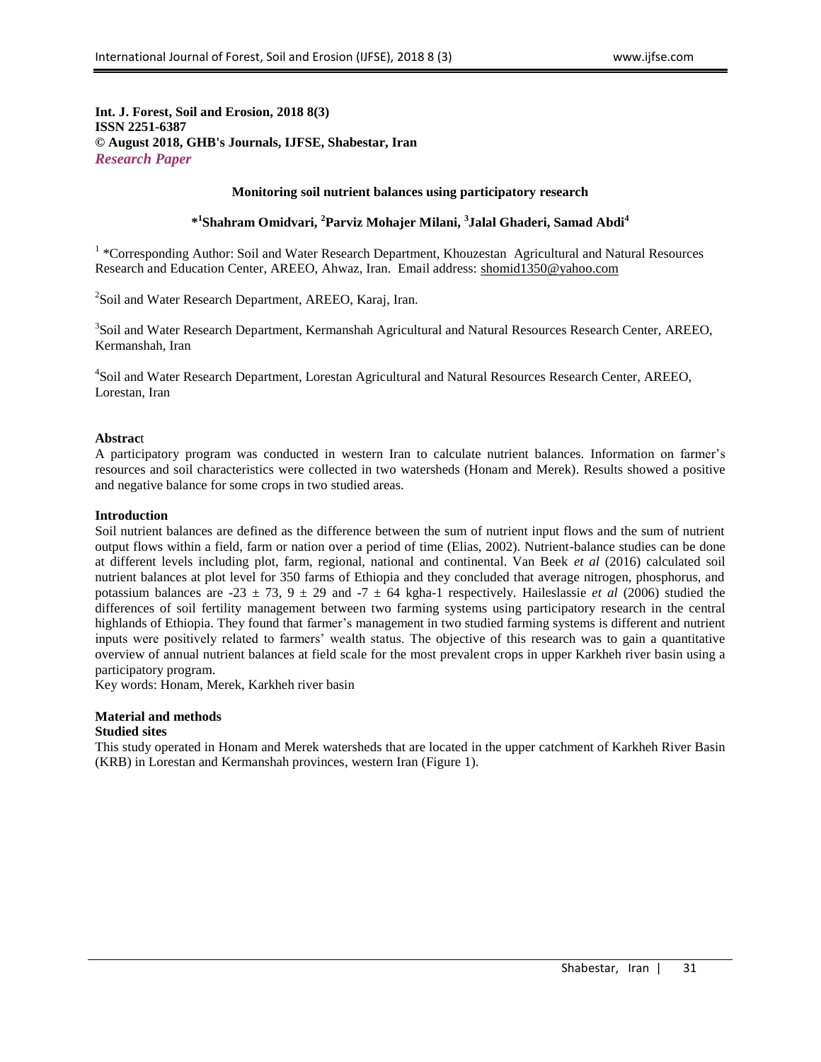**Int. J. Forest, Soil and Erosion, 2018 8(3)**
**ISSN 2251-6387**
**© August 2018, GHB's Journals, IJFSE, Shabestar, Iran**
***Research Paper***

# Monitoring soil nutrient balances using participatory research

**\*[1]Shahram Omidvari, [2]Parviz Mohajer Milani, [3]Jalal Ghaderi, Samad Abdi[4]**

[1] \*Corresponding Author: Soil and Water Research Department, Khouzestan Agricultural and Natural Resources Research and Education Center, AREEO, Ahwaz, Iran. Email address: shomid1350@yahoo.com

[2]Soil and Water Research Department, AREEO, Karaj, Iran.

[3]Soil and Water Research Department, Kermanshah Agricultural and Natural Resources Research Center, AREEO, Kermanshah, Iran

[4]Soil and Water Research Department, Lorestan Agricultural and Natural Resources Research Center, AREEO, Lorestan, Iran

## Abstract

A participatory program was conducted in western Iran to calculate nutrient balances. Information on farmer's resources and soil characteristics were collected in two watersheds (Honam and Merek). Results showed a positive and negative balance for some crops in two studied areas.

## Introduction

Soil nutrient balances are defined as the difference between the sum of nutrient input flows and the sum of nutrient output flows within a field, farm or nation over a period of time (Elias, 2002). Nutrient-balance studies can be done at different levels including plot, farm, regional, national and continental. Van Beek *et al* (2016) calculated soil nutrient balances at plot level for 350 farms of Ethiopia and they concluded that average nitrogen, phosphorus, and potassium balances are $-23 \pm 73$, $9 \pm 29$ and $-7 \pm 64$ kgha-1 respectively. Haileslassie *et al* (2006) studied the differences of soil fertility management between two farming systems using participatory research in the central highlands of Ethiopia. They found that farmer's management in two studied farming systems is different and nutrient inputs were positively related to farmers' wealth status. The objective of this research was to gain a quantitative overview of annual nutrient balances at field scale for the most prevalent crops in upper Karkheh river basin using a participatory program.

Key words: Honam, Merek, Karkheh river basin

## Material and methods

### Studied sites

This study operated in Honam and Merek watersheds that are located in the upper catchment of Karkheh River Basin (KRB) in Lorestan and Kermanshah provinces, western Iran (Figure 1).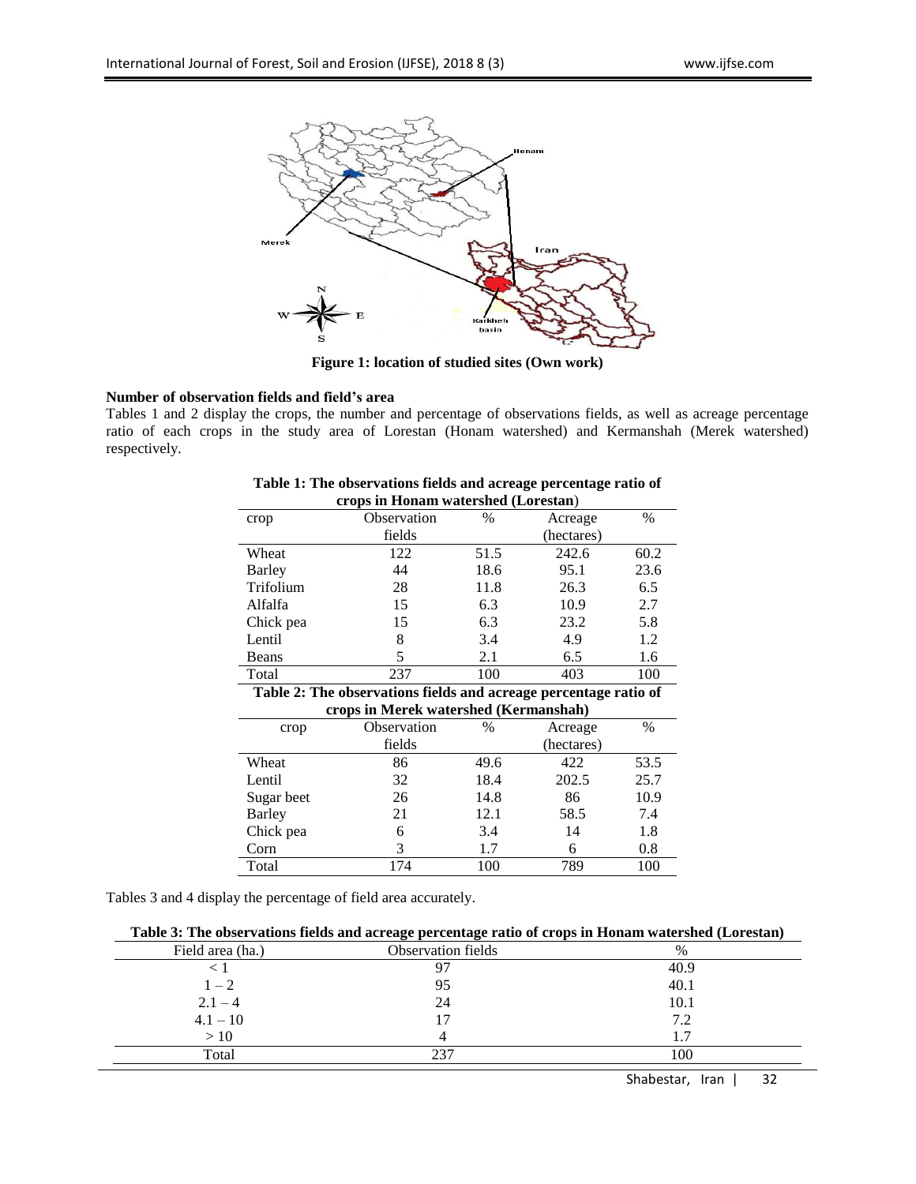**Figure 1: location of studied sites (Own work)**

### Number of observation fields and field's area

Tables 1 and 2 display the crops, the number and percentage of observations fields, as well as acreage percentage ratio of each crops in the study area of Lorestan (Honam watershed) and Kermanshah (Merek watershed) respectively.

**Table 1: The observations fields and acreage percentage ratio of crops in Honam watershed (Lorestan)**

| crop | Observation fields | % | Acreage (hectares) | % |
|---|---|---|---|---|
| Wheat | 122 | 51.5 | 242.6 | 60.2 |
| Barley | 44 | 18.6 | 95.1 | 23.6 |
| Trifolium | 28 | 11.8 | 26.3 | 6.5 |
| Alfalfa | 15 | 6.3 | 10.9 | 2.7 |
| Chick pea | 15 | 6.3 | 23.2 | 5.8 |
| Lentil | 8 | 3.4 | 4.9 | 1.2 |
| Beans | 5 | 2.1 | 6.5 | 1.6 |
| Total | 237 | 100 | 403 | 100 |

**Table 2: The observations fields and acreage percentage ratio of crops in Merek watershed (Kermanshah)**

| crop | Observation fields | % | Acreage (hectares) | % |
|---|---|---|---|---|
| Wheat | 86 | 49.6 | 422 | 53.5 |
| Lentil | 32 | 18.4 | 202.5 | 25.7 |
| Sugar beet | 26 | 14.8 | 86 | 10.9 |
| Barley | 21 | 12.1 | 58.5 | 7.4 |
| Chick pea | 6 | 3.4 | 14 | 1.8 |
| Corn | 3 | 1.7 | 6 | 0.8 |
| Total | 174 | 100 | 789 | 100 |

Tables 3 and 4 display the percentage of field area accurately.

**Table 3: The observations fields and acreage percentage ratio of crops in Honam watershed (Lorestan)**

| Field area (ha.) | Observation fields | % |
|---|---|---|
| < 1 | 97 | 40.9 |
| 1 – 2 | 95 | 40.1 |
| 2.1 – 4 | 24 | 10.1 |
| 4.1 – 10 | 17 | 7.2 |
| > 10 | 4 | 1.7 |
| Total | 237 | 100 |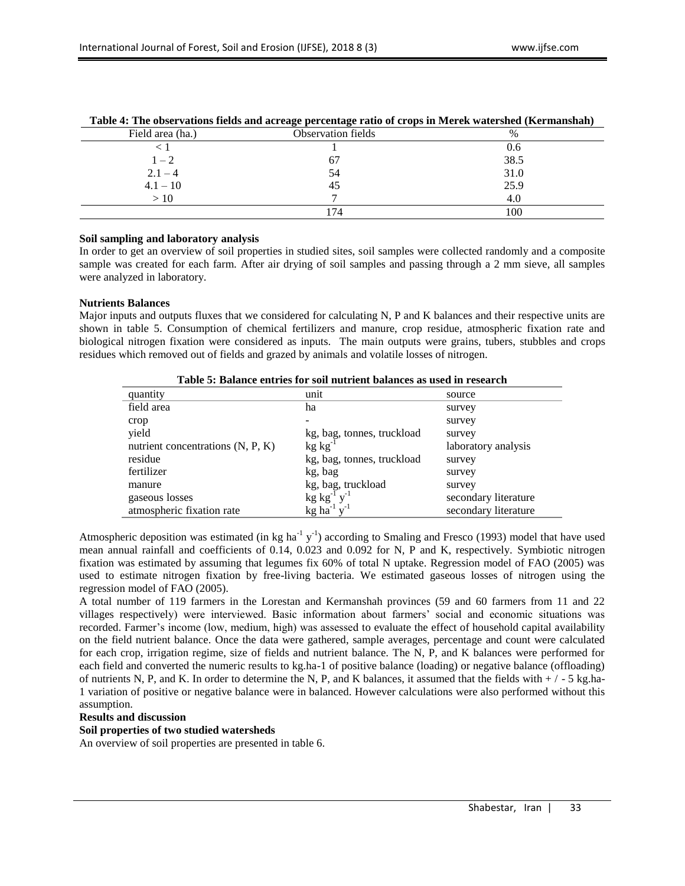**Table 4: The observations fields and acreage percentage ratio of crops in Merek watershed (Kermanshah)**

| Field area (ha.) | Observation fields | % |
|---|---|---|
| < 1 | 1 | 0.6 |
| 1 – 2 | 67 | 38.5 |
| 2.1 – 4 | 54 | 31.0 |
| 4.1 – 10 | 45 | 25.9 |
| > 10 | 7 | 4.0 |
| | 174 | 100 |

**Soil sampling and laboratory analysis**

In order to get an overview of soil properties in studied sites, soil samples were collected randomly and a composite sample was created for each farm. After air drying of soil samples and passing through a 2 mm sieve, all samples were analyzed in laboratory.

**Nutrients Balances**

Major inputs and outputs fluxes that we considered for calculating N, P and K balances and their respective units are shown in table 5. Consumption of chemical fertilizers and manure, crop residue, atmospheric fixation rate and biological nitrogen fixation were considered as inputs. The main outputs were grains, tubers, stubbles and crops residues which removed out of fields and grazed by animals and volatile losses of nitrogen.

**Table 5: Balance entries for soil nutrient balances as used in research**

| quantity | unit | source |
|---|---|---|
| field area | ha | survey |
| crop | - | survey |
| yield | kg, bag, tonnes, truckload | survey |
| nutrient concentrations (N, P, K) | kg $kg^{-1}$ | laboratory analysis |
| residue | kg, bag, tonnes, truckload | survey |
| fertilizer | kg, bag | survey |
| manure | kg, bag, truckload | survey |
| gaseous losses | kg $kg^{-1}$ $y^{-1}$ | secondary literature |
| atmospheric fixation rate | kg $ha^{-1}$ $y^{-1}$ | secondary literature |

Atmospheric deposition was estimated (in kg $ha^{-1}$ $y^{-1}$) according to Smaling and Fresco (1993) model that have used mean annual rainfall and coefficients of 0.14, 0.023 and 0.092 for N, P and K, respectively. Symbiotic nitrogen fixation was estimated by assuming that legumes fix 60% of total N uptake. Regression model of FAO (2005) was used to estimate nitrogen fixation by free-living bacteria. We estimated gaseous losses of nitrogen using the regression model of FAO (2005).

A total number of 119 farmers in the Lorestan and Kermanshah provinces (59 and 60 farmers from 11 and 22 villages respectively) were interviewed. Basic information about farmers' social and economic situations was recorded. Farmer's income (low, medium, high) was assessed to evaluate the effect of household capital availability on the field nutrient balance. Once the data were gathered, sample averages, percentage and count were calculated for each crop, irrigation regime, size of fields and nutrient balance. The N, P, and K balances were performed for each field and converted the numeric results to kg.ha-1 of positive balance (loading) or negative balance (offloading) of nutrients N, P, and K. In order to determine the N, P, and K balances, it assumed that the fields with + / - 5 kg.ha-1 variation of positive or negative balance were in balanced. However calculations were also performed without this assumption.

**Results and discussion**

**Soil properties of two studied watersheds**

An overview of soil properties are presented in table 6.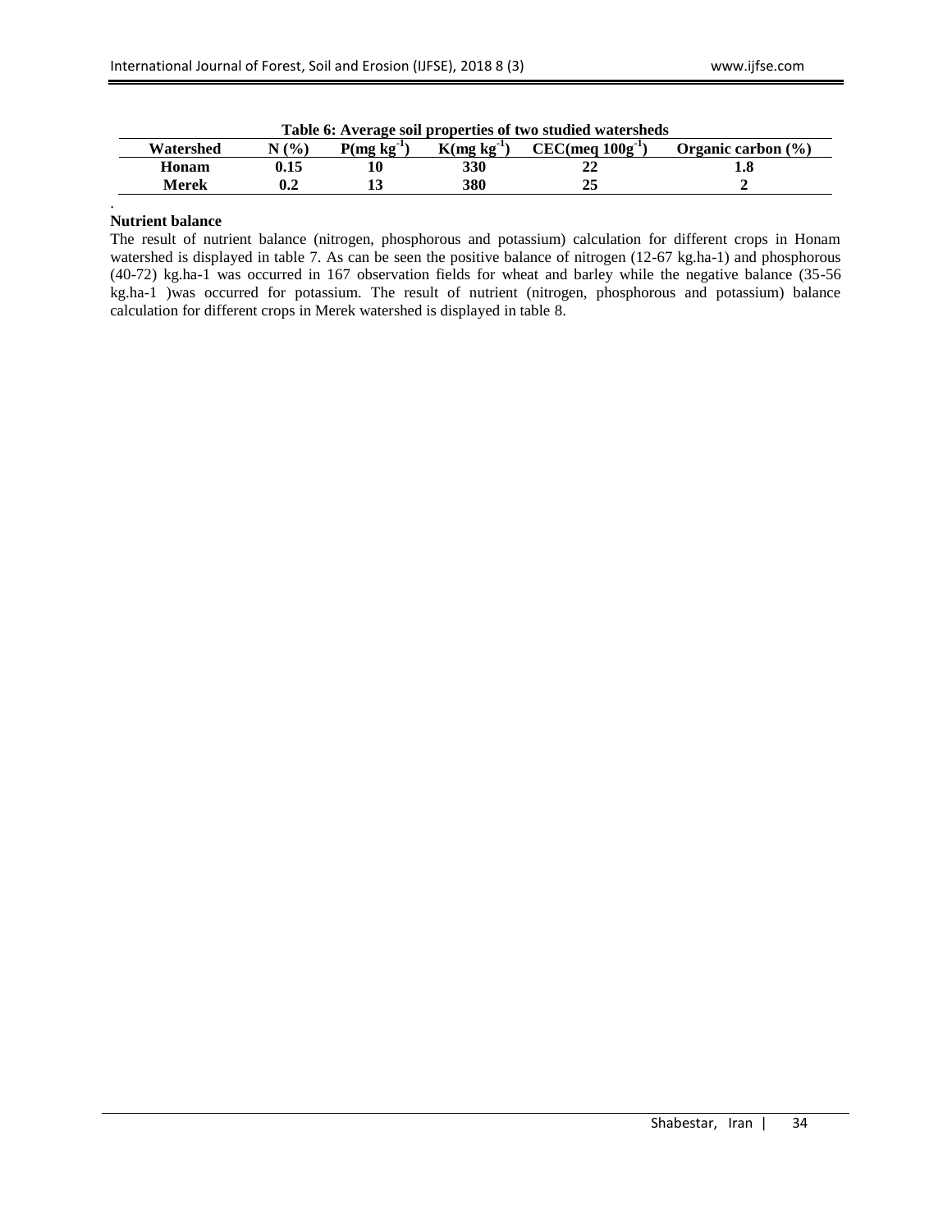**Table 6: Average soil properties of two studied watersheds**

| Watershed | N (%) | P(mg $kg^{-1}$) | K(mg $kg^{-1}$) | CEC(meq $100g^{-1}$) | Organic carbon (%) |
|---|---|---|---|---|---|
| Honam | 0.15 | 10 | 330 | 22 | 1.8 |
| Merek | 0.2 | 13 | 380 | 25 | 2 |

.

**Nutrient balance**

The result of nutrient balance (nitrogen, phosphorous and potassium) calculation for different crops in Honam watershed is displayed in table 7. As can be seen the positive balance of nitrogen (12-67 kg.ha-1) and phosphorous (40-72) kg.ha-1 was occurred in 167 observation fields for wheat and barley while the negative balance (35-56 kg.ha-1 )was occurred for potassium. The result of nutrient (nitrogen, phosphorous and potassium) balance calculation for different crops in Merek watershed is displayed in table 8.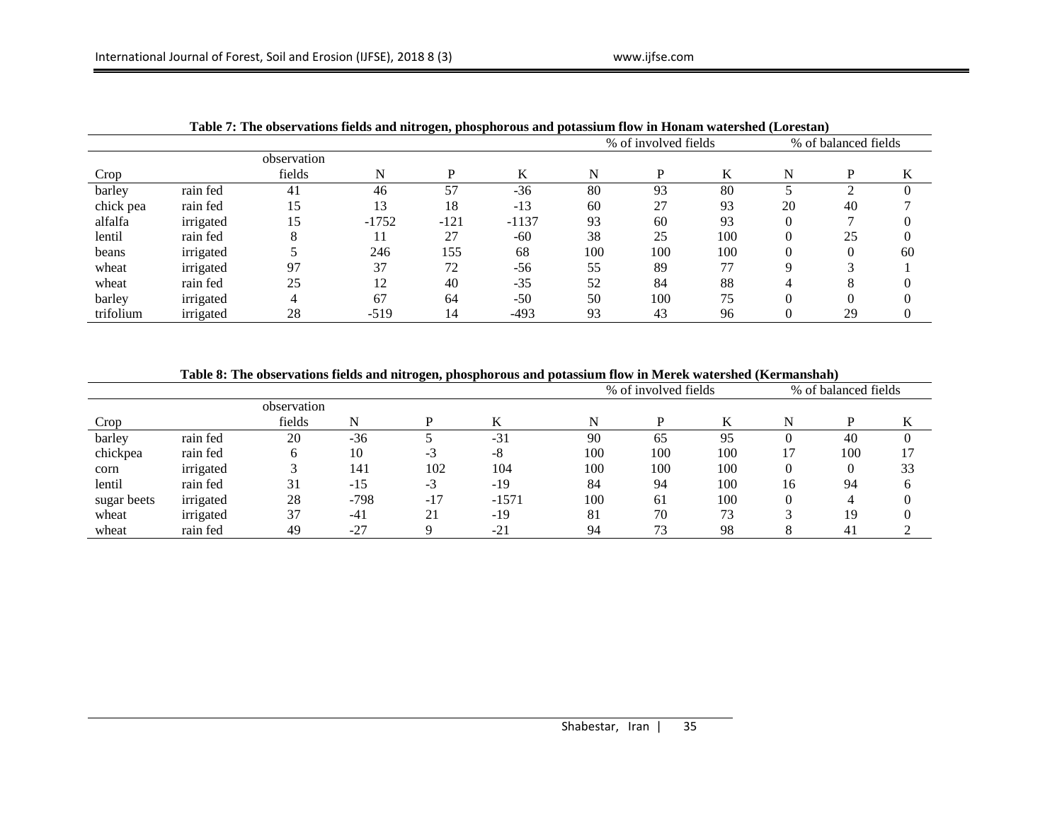**Table 7: The observations fields and nitrogen, phosphorous and potassium flow in Honam watershed (Lorestan)**

| Crop | | observation fields | N | P | K | % of involved fields | | | % of balanced fields | | |
|---|---|---|---|---|---|---|---|---|---|---|---|
| | | | | | | N | P | K | N | P | K |
| barley | rain fed | 41 | 46 | 57 | -36 | 80 | 93 | 80 | 5 | 2 | 0 |
| chick pea | rain fed | 15 | 13 | 18 | -13 | 60 | 27 | 93 | 20 | 40 | 7 |
| alfalfa | irrigated | 15 | -1752 | -121 | -1137 | 93 | 60 | 93 | 0 | 7 | 0 |
| lentil | rain fed | 8 | 11 | 27 | -60 | 38 | 25 | 100 | 0 | 25 | 0 |
| beans | irrigated | 5 | 246 | 155 | 68 | 100 | 100 | 100 | 0 | 0 | 60 |
| wheat | irrigated | 97 | 37 | 72 | -56 | 55 | 89 | 77 | 9 | 3 | 1 |
| wheat | rain fed | 25 | 12 | 40 | -35 | 52 | 84 | 88 | 4 | 8 | 0 |
| barley | irrigated | 4 | 67 | 64 | -50 | 50 | 100 | 75 | 0 | 0 | 0 |
| trifolium | irrigated | 28 | -519 | 14 | -493 | 93 | 43 | 96 | 0 | 29 | 0 |

**Table 8: The observations fields and nitrogen, phosphorous and potassium flow in Merek watershed (Kermanshah)**

| Crop | | observation fields | N | P | K | % of involved fields | | | % of balanced fields | | |
|---|---|---|---|---|---|---|---|---|---|---|---|
| | | | | | | N | P | K | N | P | K |
| barley | rain fed | 20 | -36 | 5 | -31 | 90 | 65 | 95 | 0 | 40 | 0 |
| chickpea | rain fed | 6 | 10 | -3 | -8 | 100 | 100 | 100 | 17 | 100 | 17 |
| corn | irrigated | 3 | 141 | 102 | 104 | 100 | 100 | 100 | 0 | 0 | 33 |
| lentil | rain fed | 31 | -15 | -3 | -19 | 84 | 94 | 100 | 16 | 94 | 6 |
| sugar beets | irrigated | 28 | -798 | -17 | -1571 | 100 | 61 | 100 | 0 | 4 | 0 |
| wheat | irrigated | 37 | -41 | 21 | -19 | 81 | 70 | 73 | 3 | 19 | 0 |
| wheat | rain fed | 49 | -27 | 9 | -21 | 94 | 73 | 98 | 8 | 41 | 2 |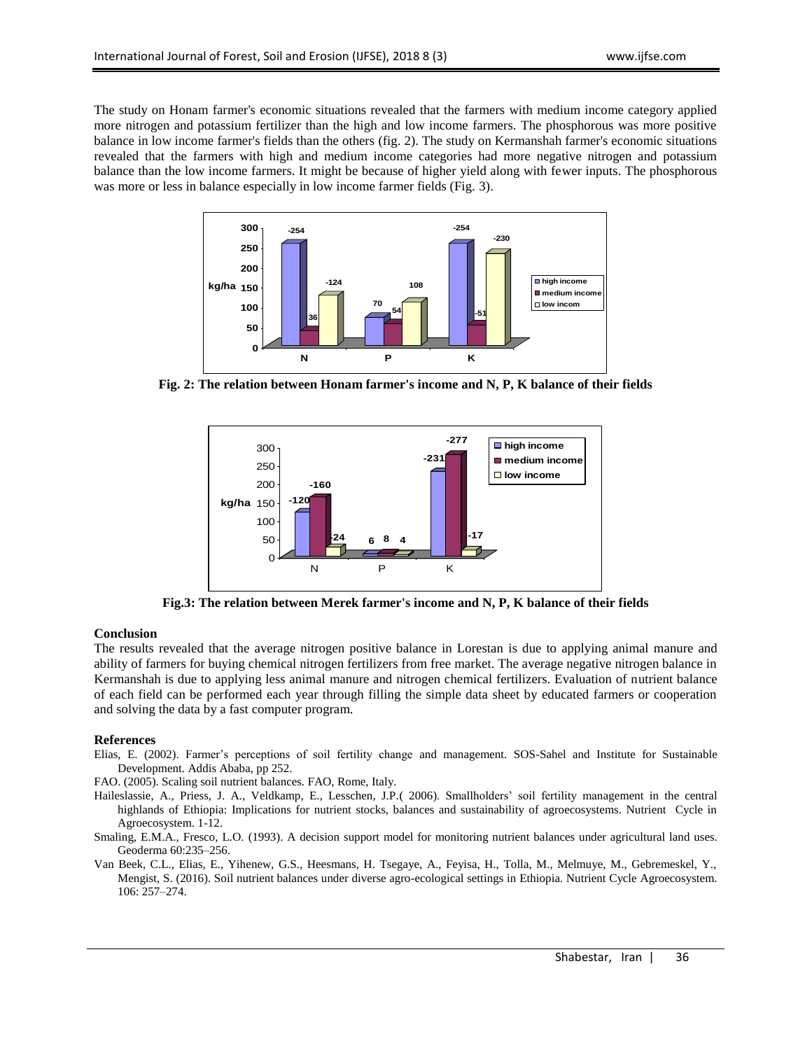The study on Honam farmer's economic situations revealed that the farmers with medium income category applied more nitrogen and potassium fertilizer than the high and low income farmers. The phosphorous was more positive balance in low income farmer's fields than the others (fig. 2). The study on Kermanshah farmer's economic situations revealed that the farmers with high and medium income categories had more negative nitrogen and potassium balance than the low income farmers. It might be because of higher yield along with fewer inputs. The phosphorous was more or less in balance especially in low income farmer fields (Fig. 3).

kg/ha
300
250
200
150
100
50
0
-254
36
-124
70
54
108
-254
-51
-230
N
P
K
high income
medium income
low incom

**Fig. 2: The relation between Honam farmer's income and N, P, K balance of their fields**

kg/ha
300
250
200
150
100
50
0
-120
-160
-24
6
8
4
-231
-277
-17
N
P
K
high income
medium income
low income

**Fig.3: The relation between Merek farmer's income and N, P, K balance of their fields**

## Conclusion

The results revealed that the average nitrogen positive balance in Lorestan is due to applying animal manure and ability of farmers for buying chemical nitrogen fertilizers from free market. The average negative nitrogen balance in Kermanshah is due to applying less animal manure and nitrogen chemical fertilizers. Evaluation of nutrient balance of each field can be performed each year through filling the simple data sheet by educated farmers or cooperation and solving the data by a fast computer program.

## References

Elias, E. (2002). Farmer's perceptions of soil fertility change and management. SOS-Sahel and Institute for Sustainable Development. Addis Ababa, pp 252.

FAO. (2005). Scaling soil nutrient balances. FAO, Rome, Italy.

Haileslassie, A., Priess, J. A., Veldkamp, E., Lesschen, J.P.( 2006). Smallholders' soil fertility management in the central highlands of Ethiopia: Implications for nutrient stocks, balances and sustainability of agroecosystems. Nutrient Cycle in Agroecosystem. 1-12.

Smaling, E.M.A., Fresco, L.O. (1993). A decision support model for monitoring nutrient balances under agricultural land uses. Geoderma 60:235–256.

Van Beek, C.L., Elias, E., Yihenew, G.S., Heesmans, H. Tsegaye, A., Feyisa, H., Tolla, M., Melmuye, M., Gebremeskel, Y., Mengist, S. (2016). Soil nutrient balances under diverse agro-ecological settings in Ethiopia. Nutrient Cycle Agroecosystem. 106: 257–274.